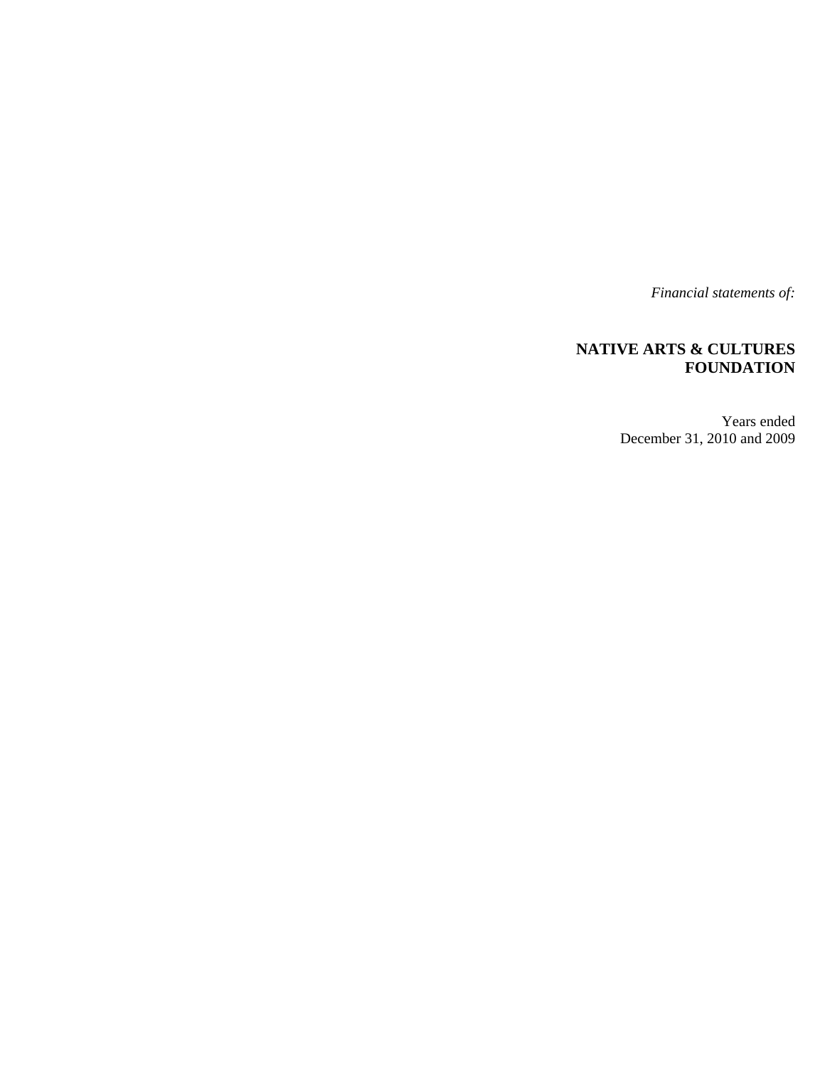*Financial statements of:*

# NATIVE ARTS & CULTURES FOUNDATION

Years ended
December 31, 2010 and 2009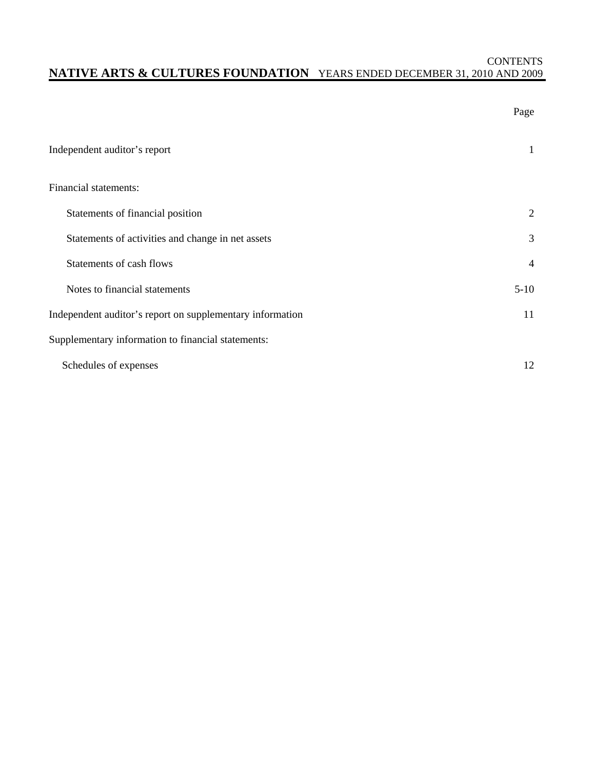# NATIVE ARTS & CULTURES FOUNDATION

CONTENTS
YEARS ENDED DECEMBER 31, 2010 AND 2009

| | Page |
|---|---|
| Independent auditor's report | 1 |
| Financial statements: | |
| Statements of financial position | 2 |
| Statements of activities and change in net assets | 3 |
| Statements of cash flows | 4 |
| Notes to financial statements | 5-10 |
| Independent auditor's report on supplementary information | 11 |
| Supplementary information to financial statements: | |
| Schedules of expenses | 12 |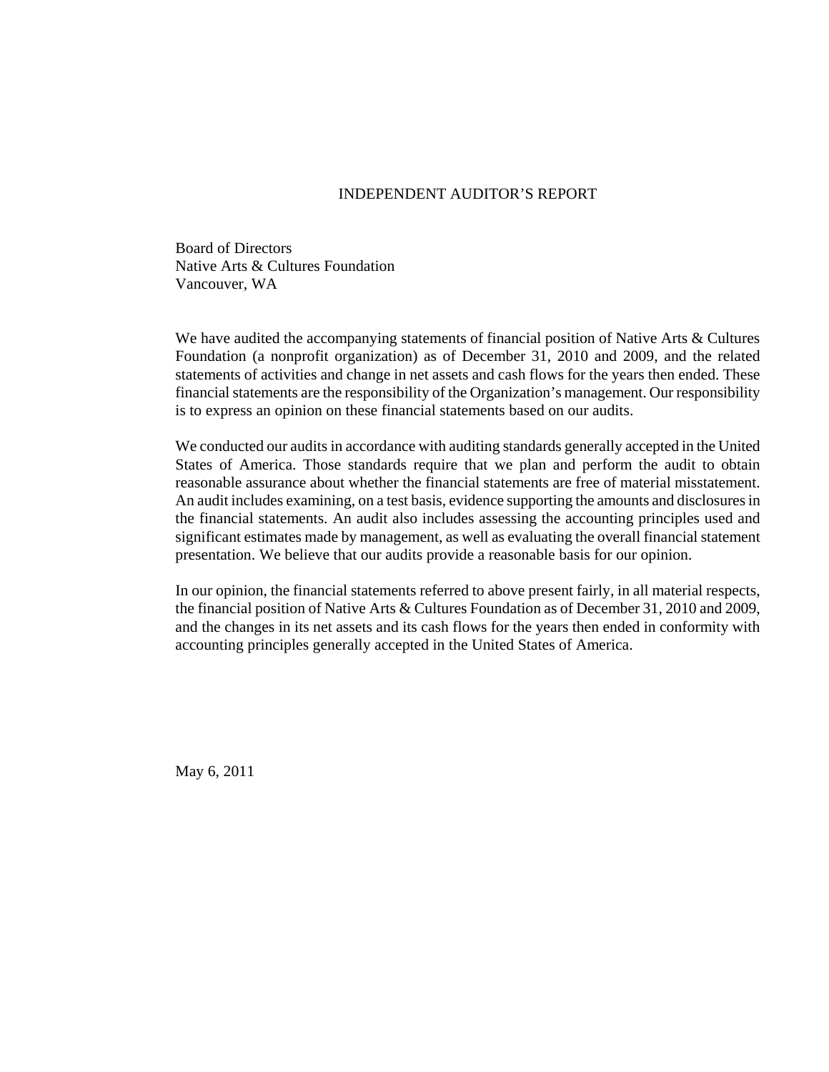# INDEPENDENT AUDITOR'S REPORT

Board of Directors
Native Arts & Cultures Foundation
Vancouver, WA

We have audited the accompanying statements of financial position of Native Arts & Cultures Foundation (a nonprofit organization) as of December 31, 2010 and 2009, and the related statements of activities and change in net assets and cash flows for the years then ended. These financial statements are the responsibility of the Organization's management. Our responsibility is to express an opinion on these financial statements based on our audits.

We conducted our audits in accordance with auditing standards generally accepted in the United States of America. Those standards require that we plan and perform the audit to obtain reasonable assurance about whether the financial statements are free of material misstatement. An audit includes examining, on a test basis, evidence supporting the amounts and disclosures in the financial statements. An audit also includes assessing the accounting principles used and significant estimates made by management, as well as evaluating the overall financial statement presentation. We believe that our audits provide a reasonable basis for our opinion.

In our opinion, the financial statements referred to above present fairly, in all material respects, the financial position of Native Arts & Cultures Foundation as of December 31, 2010 and 2009, and the changes in its net assets and its cash flows for the years then ended in conformity with accounting principles generally accepted in the United States of America.

May 6, 2011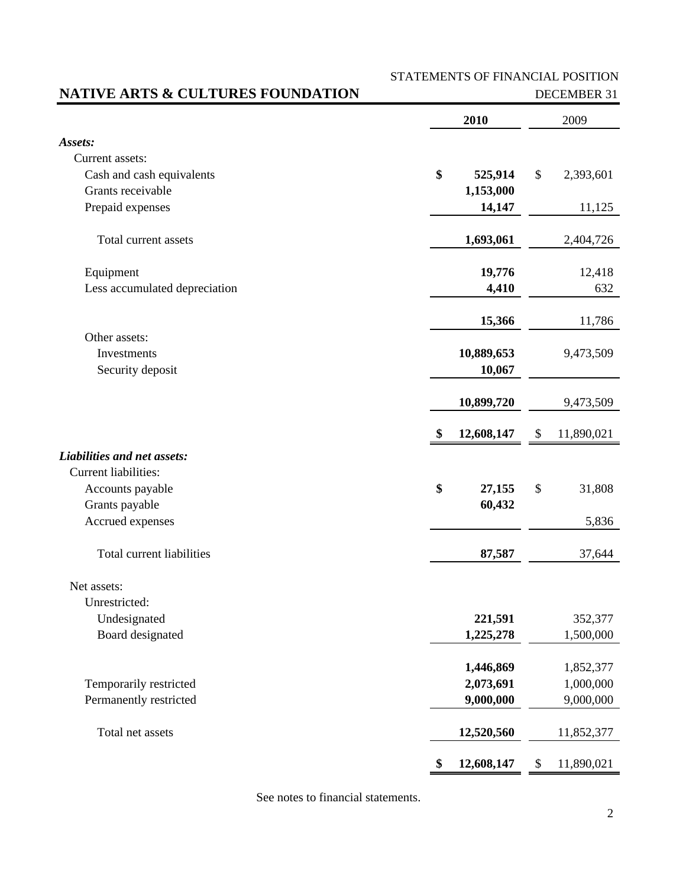# NATIVE ARTS & CULTURES FOUNDATION

## STATEMENTS OF FINANCIAL POSITION

DECEMBER 31

| | 2010 | 2009 |
|---|---|---|
| ***Assets:*** | | |
| Current assets: | | |
| Cash and cash equivalents | **$ 525,914** | $ 2,393,601 |
| Grants receivable | **1,153,000** | |
| Prepaid expenses | **14,147** | 11,125 |
| Total current assets | **1,693,061** | 2,404,726 |
| Equipment | **19,776** | 12,418 |
| Less accumulated depreciation | **4,410** | 632 |
| | **15,366** | 11,786 |
| Other assets: | | |
| Investments | **10,889,653** | 9,473,509 |
| Security deposit | **10,067** | |
| | **10,899,720** | 9,473,509 |
| | **$ 12,608,147** | $ 11,890,021 |
| ***Liabilities and net assets:*** | | |
| Current liabilities: | | |
| Accounts payable | **$ 27,155** | $ 31,808 |
| Grants payable | **60,432** | |
| Accrued expenses | | 5,836 |
| Total current liabilities | **87,587** | 37,644 |
| Net assets: | | |
| Unrestricted: | | |
| Undesignated | **221,591** | 352,377 |
| Board designated | **1,225,278** | 1,500,000 |
| | **1,446,869** | 1,852,377 |
| Temporarily restricted | **2,073,691** | 1,000,000 |
| Permanently restricted | **9,000,000** | 9,000,000 |
| Total net assets | **12,520,560** | 11,852,377 |
| | **$ 12,608,147** | $ 11,890,021 |

See notes to financial statements.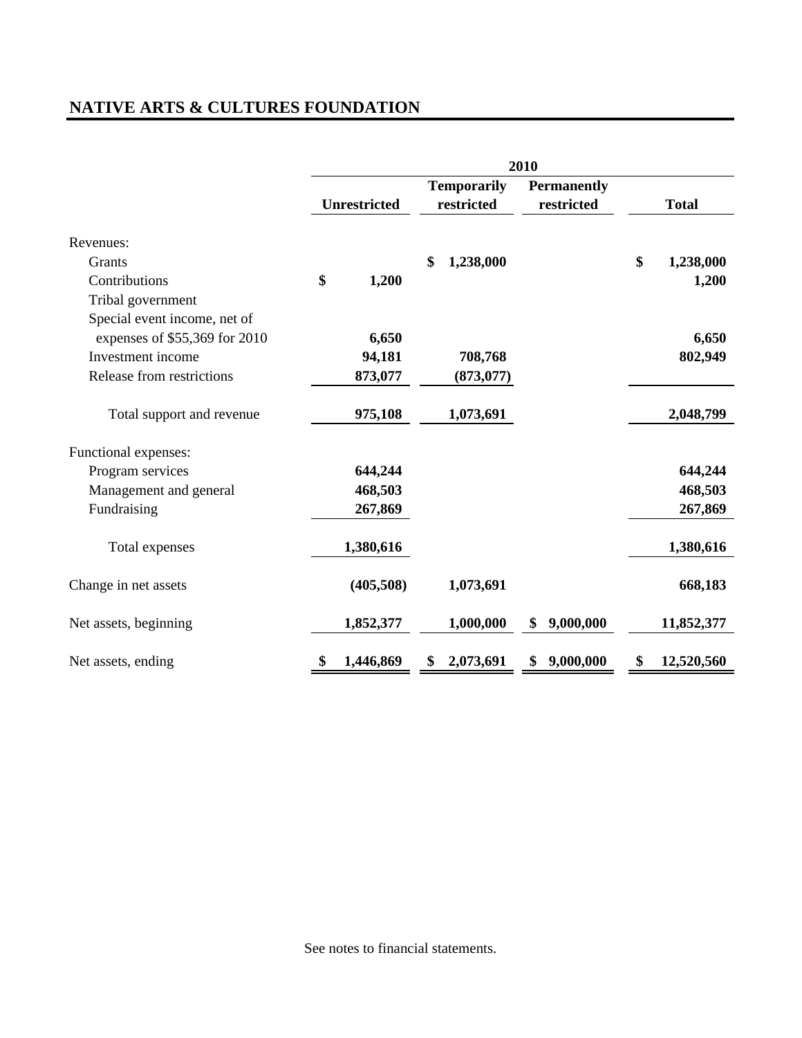# NATIVE ARTS & CULTURES FOUNDATION

| | 2010 | | | |
|---|---|---|---|---|
| | Unrestricted | Temporarily restricted | Permanently restricted | Total |
| Revenues: | | | | |
| Grants | | $ 1,238,000 | | $ 1,238,000 |
| Contributions | $ 1,200 | | | 1,200 |
| Tribal government | | | | |
| Special event income, net of expenses of $55,369 for 2010 | 6,650 | | | 6,650 |
| Investment income | 94,181 | 708,768 | | 802,949 |
| Release from restrictions | 873,077 | (873,077) | | |
| Total support and revenue | 975,108 | 1,073,691 | | 2,048,799 |
| Functional expenses: | | | | |
| Program services | 644,244 | | | 644,244 |
| Management and general | 468,503 | | | 468,503 |
| Fundraising | 267,869 | | | 267,869 |
| Total expenses | 1,380,616 | | | 1,380,616 |
| Change in net assets | (405,508) | 1,073,691 | | 668,183 |
| Net assets, beginning | 1,852,377 | 1,000,000 | $ 9,000,000 | 11,852,377 |
| Net assets, ending | $ 1,446,869 | $ 2,073,691 | $ 9,000,000 | $ 12,520,560 |

See notes to financial statements.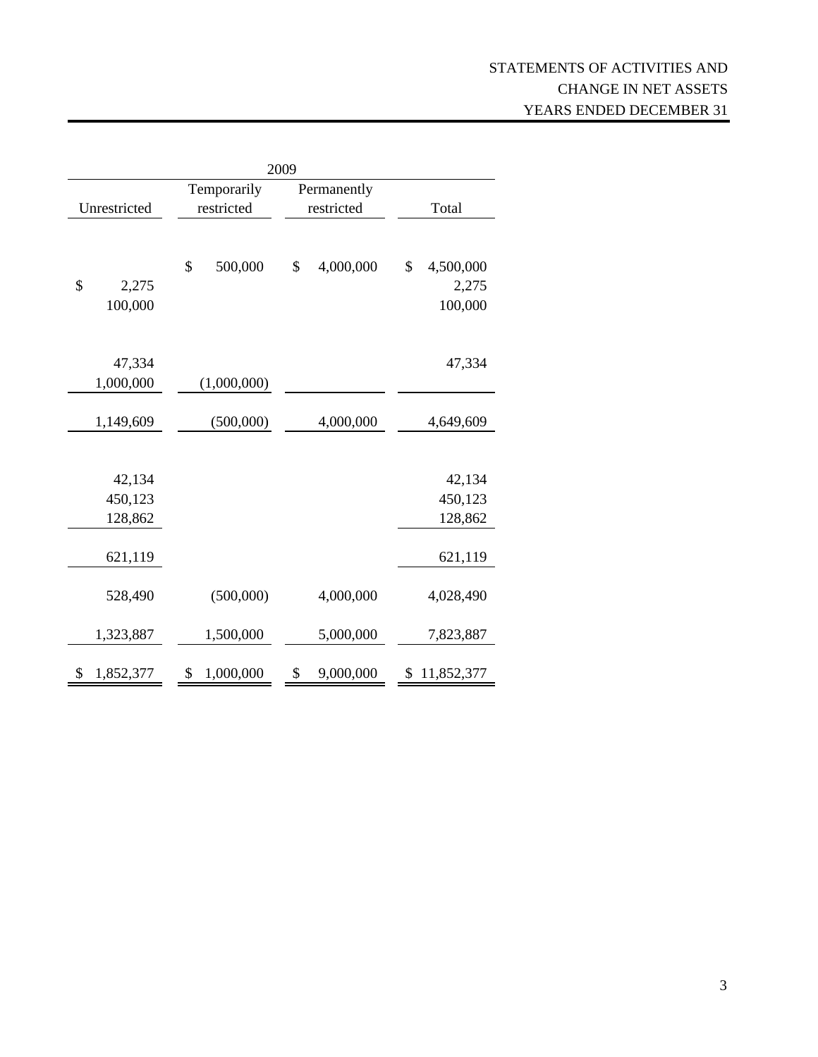# STATEMENTS OF ACTIVITIES AND CHANGE IN NET ASSETS YEARS ENDED DECEMBER 31

| 2009 | | | |
|---|---|---|---|
| Unrestricted | Temporarily restricted | Permanently restricted | Total |
| | $ 500,000 | $ 4,000,000 | $ 4,500,000 |
| $ 2,275 | | | 2,275 |
| 100,000 | | | 100,000 |
| 47,334 | | | 47,334 |
| 1,000,000 | (1,000,000) | | |
| 1,149,609 | (500,000) | 4,000,000 | 4,649,609 |
| 42,134 | | | 42,134 |
| 450,123 | | | 450,123 |
| 128,862 | | | 128,862 |
| 621,119 | | | 621,119 |
| 528,490 | (500,000) | 4,000,000 | 4,028,490 |
| 1,323,887 | 1,500,000 | 5,000,000 | 7,823,887 |
| $ 1,852,377 | $ 1,000,000 | $ 9,000,000 | $ 11,852,377 |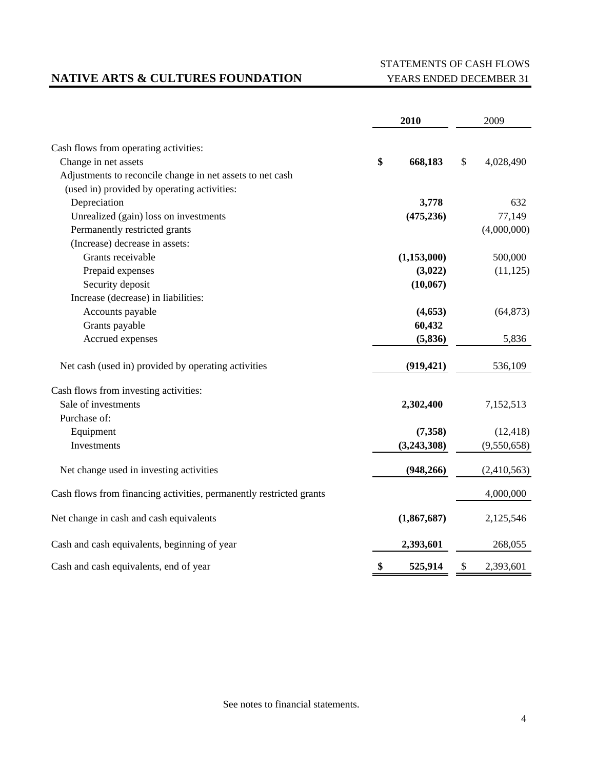# NATIVE ARTS & CULTURES FOUNDATION

STATEMENTS OF CASH FLOWS
YEARS ENDED DECEMBER 31

| | 2010 | 2009 |
|---|---|---|
| Cash flows from operating activities: | | |
| Change in net assets | $ 668,183 | $ 4,028,490 |
| Adjustments to reconcile change in net assets to net cash (used in) provided by operating activities: | | |
| Depreciation | 3,778 | 632 |
| Unrealized (gain) loss on investments | (475,236) | 77,149 |
| Permanently restricted grants | | (4,000,000) |
| (Increase) decrease in assets: | | |
| Grants receivable | (1,153,000) | 500,000 |
| Prepaid expenses | (3,022) | (11,125) |
| Security deposit | (10,067) | |
| Increase (decrease) in liabilities: | | |
| Accounts payable | (4,653) | (64,873) |
| Grants payable | 60,432 | |
| Accrued expenses | (5,836) | 5,836 |
| Net cash (used in) provided by operating activities | (919,421) | 536,109 |
| Cash flows from investing activities: | | |
| Sale of investments | 2,302,400 | 7,152,513 |
| Purchase of: | | |
| Equipment | (7,358) | (12,418) |
| Investments | (3,243,308) | (9,550,658) |
| Net change used in investing activities | (948,266) | (2,410,563) |
| Cash flows from financing activities, permanently restricted grants | | 4,000,000 |
| Net change in cash and cash equivalents | (1,867,687) | 2,125,546 |
| Cash and cash equivalents, beginning of year | 2,393,601 | 268,055 |
| Cash and cash equivalents, end of year | $ 525,914 | $ 2,393,601 |

See notes to financial statements.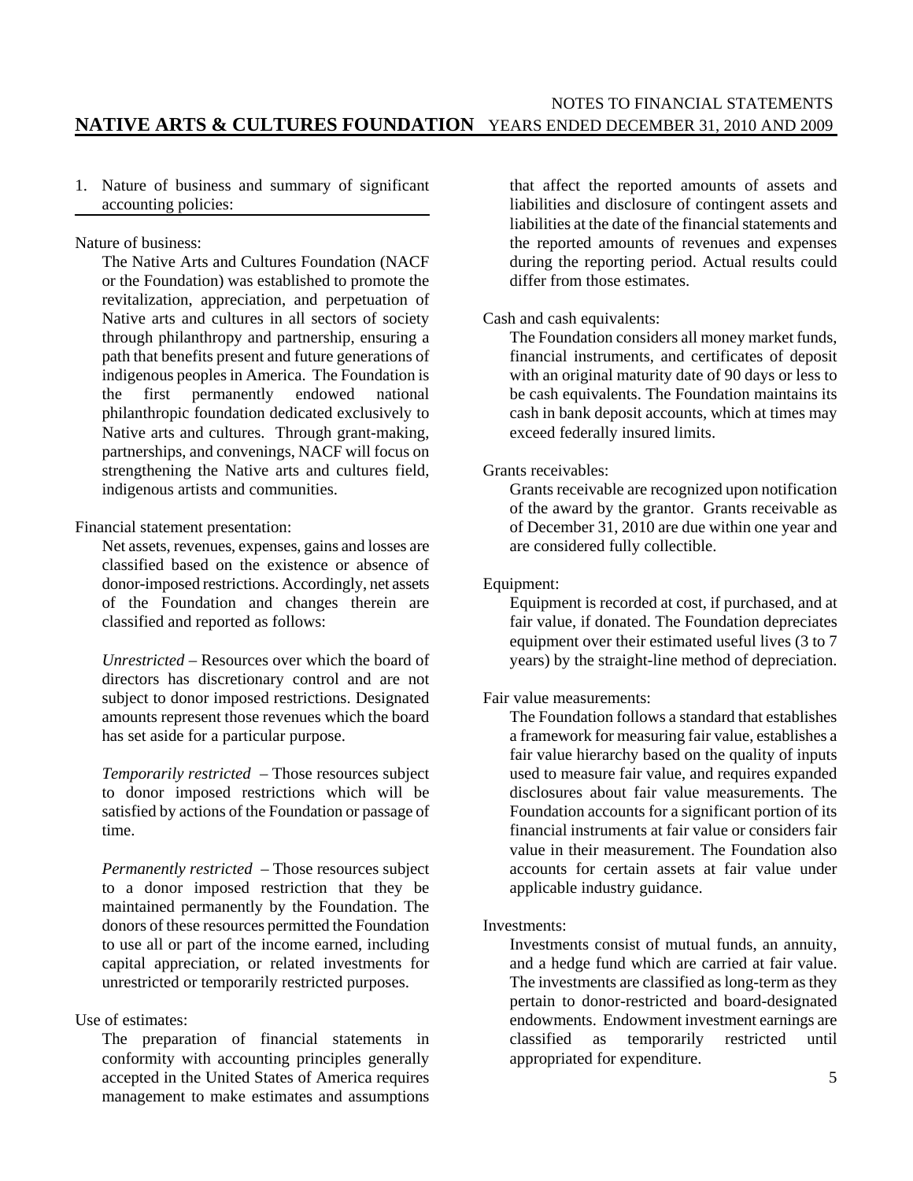# 1. Nature of business and summary of significant accounting policies:

Nature of business:

The Native Arts and Cultures Foundation (NACF or the Foundation) was established to promote the revitalization, appreciation, and perpetuation of Native arts and cultures in all sectors of society through philanthropy and partnership, ensuring a path that benefits present and future generations of indigenous peoples in America. The Foundation is the first permanently endowed national philanthropic foundation dedicated exclusively to Native arts and cultures. Through grant-making, partnerships, and convenings, NACF will focus on strengthening the Native arts and cultures field, indigenous artists and communities.

Financial statement presentation:

Net assets, revenues, expenses, gains and losses are classified based on the existence or absence of donor-imposed restrictions. Accordingly, net assets of the Foundation and changes therein are classified and reported as follows:

*Unrestricted* – Resources over which the board of directors has discretionary control and are not subject to donor imposed restrictions. Designated amounts represent those revenues which the board has set aside for a particular purpose.

*Temporarily restricted* – Those resources subject to donor imposed restrictions which will be satisfied by actions of the Foundation or passage of time.

*Permanently restricted* – Those resources subject to a donor imposed restriction that they be maintained permanently by the Foundation. The donors of these resources permitted the Foundation to use all or part of the income earned, including capital appreciation, or related investments for unrestricted or temporarily restricted purposes.

Use of estimates:

The preparation of financial statements in conformity with accounting principles generally accepted in the United States of America requires management to make estimates and assumptions that affect the reported amounts of assets and liabilities and disclosure of contingent assets and liabilities at the date of the financial statements and the reported amounts of revenues and expenses during the reporting period. Actual results could differ from those estimates.

Cash and cash equivalents:

The Foundation considers all money market funds, financial instruments, and certificates of deposit with an original maturity date of 90 days or less to be cash equivalents. The Foundation maintains its cash in bank deposit accounts, which at times may exceed federally insured limits.

Grants receivables:

Grants receivable are recognized upon notification of the award by the grantor. Grants receivable as of December 31, 2010 are due within one year and are considered fully collectible.

Equipment:

Equipment is recorded at cost, if purchased, and at fair value, if donated. The Foundation depreciates equipment over their estimated useful lives (3 to 7 years) by the straight-line method of depreciation.

Fair value measurements:

The Foundation follows a standard that establishes a framework for measuring fair value, establishes a fair value hierarchy based on the quality of inputs used to measure fair value, and requires expanded disclosures about fair value measurements. The Foundation accounts for a significant portion of its financial instruments at fair value or considers fair value in their measurement. The Foundation also accounts for certain assets at fair value under applicable industry guidance.

Investments:

Investments consist of mutual funds, an annuity, and a hedge fund which are carried at fair value. The investments are classified as long-term as they pertain to donor-restricted and board-designated endowments. Endowment investment earnings are classified as temporarily restricted until appropriated for expenditure.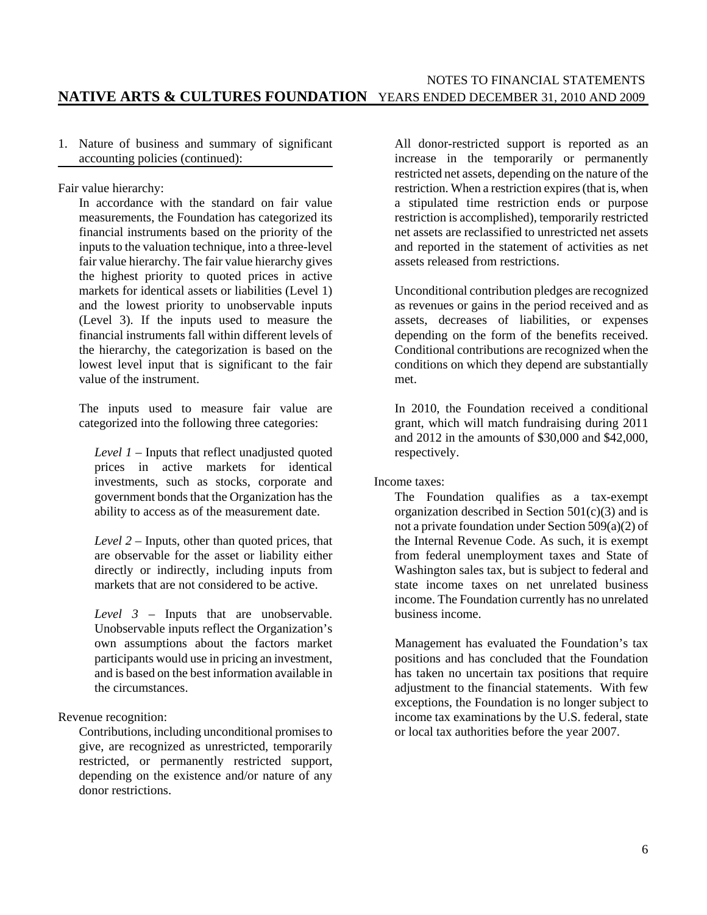1. Nature of business and summary of significant accounting policies (continued):

Fair value hierarchy:

In accordance with the standard on fair value measurements, the Foundation has categorized its financial instruments based on the priority of the inputs to the valuation technique, into a three-level fair value hierarchy. The fair value hierarchy gives the highest priority to quoted prices in active markets for identical assets or liabilities (Level 1) and the lowest priority to unobservable inputs (Level 3). If the inputs used to measure the financial instruments fall within different levels of the hierarchy, the categorization is based on the lowest level input that is significant to the fair value of the instrument.

The inputs used to measure fair value are categorized into the following three categories:

*Level 1* – Inputs that reflect unadjusted quoted prices in active markets for identical investments, such as stocks, corporate and government bonds that the Organization has the ability to access as of the measurement date.

*Level 2* – Inputs, other than quoted prices, that are observable for the asset or liability either directly or indirectly, including inputs from markets that are not considered to be active.

*Level 3* – Inputs that are unobservable. Unobservable inputs reflect the Organization's own assumptions about the factors market participants would use in pricing an investment, and is based on the best information available in the circumstances.

Revenue recognition:

Contributions, including unconditional promises to give, are recognized as unrestricted, temporarily restricted, or permanently restricted support, depending on the existence and/or nature of any donor restrictions.

All donor-restricted support is reported as an increase in the temporarily or permanently restricted net assets, depending on the nature of the restriction. When a restriction expires (that is, when a stipulated time restriction ends or purpose restriction is accomplished), temporarily restricted net assets are reclassified to unrestricted net assets and reported in the statement of activities as net assets released from restrictions.

Unconditional contribution pledges are recognized as revenues or gains in the period received and as assets, decreases of liabilities, or expenses depending on the form of the benefits received. Conditional contributions are recognized when the conditions on which they depend are substantially met.

In 2010, the Foundation received a conditional grant, which will match fundraising during 2011 and 2012 in the amounts of $30,000 and $42,000, respectively.

Income taxes:

The Foundation qualifies as a tax-exempt organization described in Section 501(c)(3) and is not a private foundation under Section 509(a)(2) of the Internal Revenue Code. As such, it is exempt from federal unemployment taxes and State of Washington sales tax, but is subject to federal and state income taxes on net unrelated business income. The Foundation currently has no unrelated business income.

Management has evaluated the Foundation's tax positions and has concluded that the Foundation has taken no uncertain tax positions that require adjustment to the financial statements. With few exceptions, the Foundation is no longer subject to income tax examinations by the U.S. federal, state or local tax authorities before the year 2007.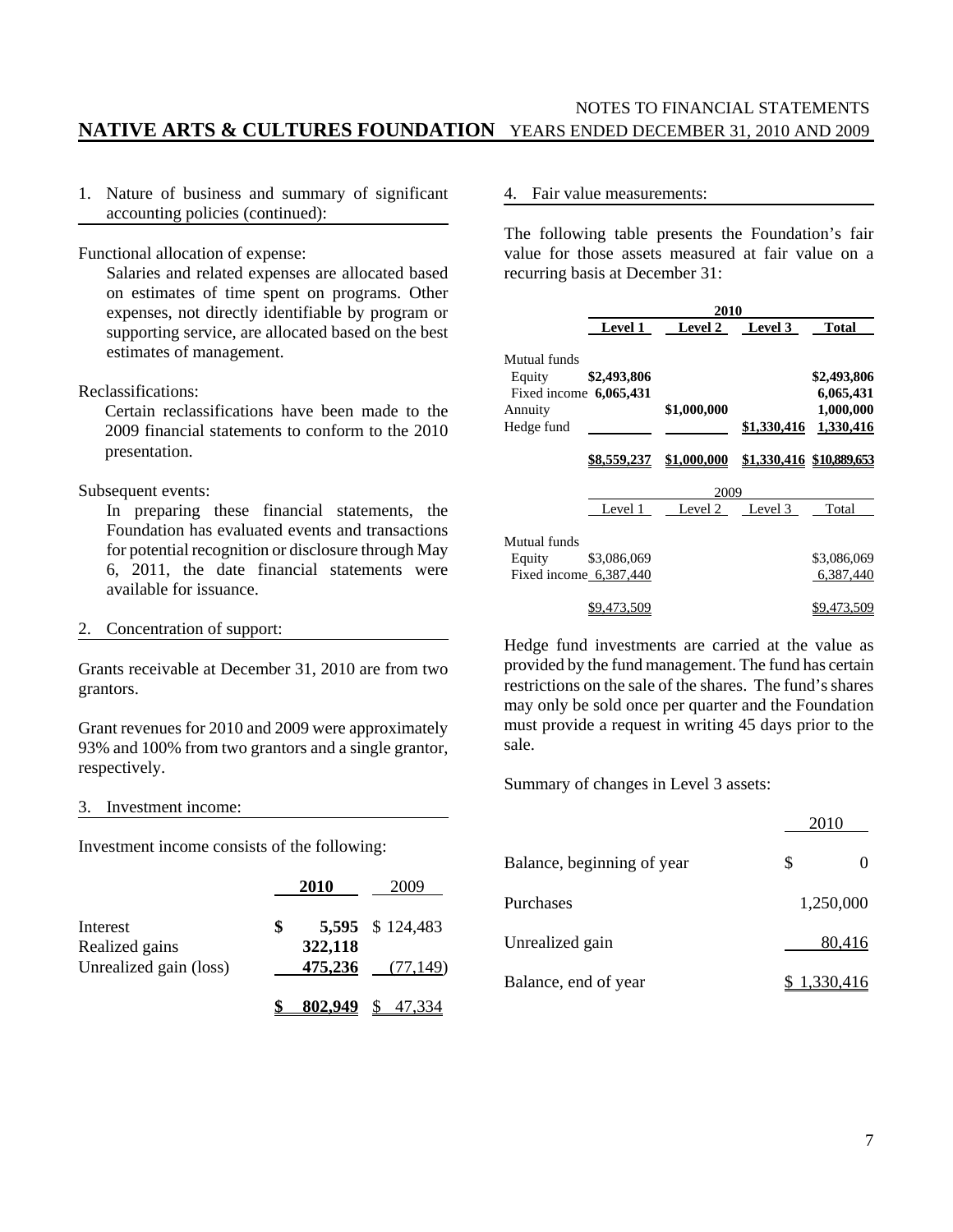1. Nature of business and summary of significant accounting policies (continued):

Functional allocation of expense:

Salaries and related expenses are allocated based on estimates of time spent on programs. Other expenses, not directly identifiable by program or supporting service, are allocated based on the best estimates of management.

Reclassifications:

Certain reclassifications have been made to the 2009 financial statements to conform to the 2010 presentation.

Subsequent events:

In preparing these financial statements, the Foundation has evaluated events and transactions for potential recognition or disclosure through May 6, 2011, the date financial statements were available for issuance.

2. Concentration of support:

Grants receivable at December 31, 2010 are from two grantors.

Grant revenues for 2010 and 2009 were approximately 93% and 100% from two grantors and a single grantor, respectively.

3. Investment income:

Investment income consists of the following:

| | 2010 | 2009 |
|---|---|---|
| Interest | $ 5,595 | $ 124,483 |
| Realized gains | 322,118 | |
| Unrealized gain (loss) | 475,236 | (77,149) |
| | $ 802,949 | $ 47,334 |

4. Fair value measurements:

The following table presents the Foundation's fair value for those assets measured at fair value on a recurring basis at December 31:

| | 2010 | | | |
|---|---|---|---|---|
| | **Level 1** | **Level 2** | **Level 3** | **Total** |
| Mutual funds | | | | |
| Equity | $2,493,806 | | | $2,493,806 |
| Fixed income | 6,065,431 | | | 6,065,431 |
| Annuity | | $1,000,000 | | 1,000,000 |
| Hedge fund | | | $1,330,416 | 1,330,416 |
| | $8,559,237 | $1,000,000 | $1,330,416 | $10,889,653 |

| | 2009 | | | |
|---|---|---|---|---|
| | Level 1 | Level 2 | Level 3 | Total |
| Mutual funds | | | | |
| Equity | $3,086,069 | | | $3,086,069 |
| Fixed income | 6,387,440 | | | 6,387,440 |
| | $9,473,509 | | | $9,473,509 |

Hedge fund investments are carried at the value as provided by the fund management. The fund has certain restrictions on the sale of the shares. The fund's shares may only be sold once per quarter and the Foundation must provide a request in writing 45 days prior to the sale.

Summary of changes in Level 3 assets:

| | 2010 |
|---|---|
| Balance, beginning of year | $ 0 |
| Purchases | 1,250,000 |
| Unrealized gain | 80,416 |
| Balance, end of year | $ 1,330,416 |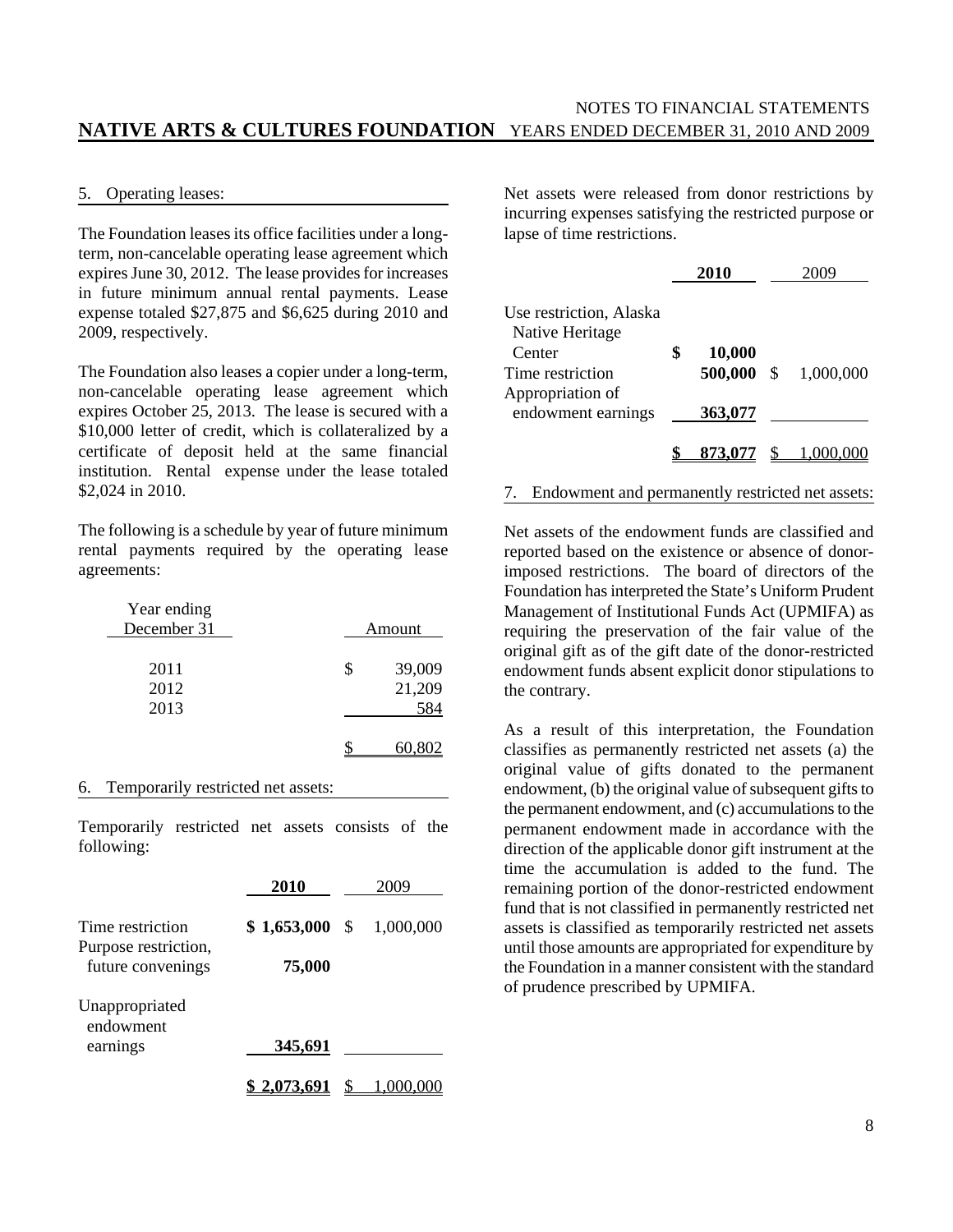## 5. Operating leases:

The Foundation leases its office facilities under a long-term, non-cancelable operating lease agreement which expires June 30, 2012. The lease provides for increases in future minimum annual rental payments. Lease expense totaled $27,875 and $6,625 during 2010 and 2009, respectively.

The Foundation also leases a copier under a long-term, non-cancelable operating lease agreement which expires October 25, 2013. The lease is secured with a $10,000 letter of credit, which is collateralized by a certificate of deposit held at the same financial institution. Rental expense under the lease totaled $2,024 in 2010.

The following is a schedule by year of future minimum rental payments required by the operating lease agreements:

| Year ending December 31 | Amount |
|---|---|
| 2011 | $ 39,009 |
| 2012 | 21,209 |
| 2013 | 584 |
| | $ 60,802 |

## 6. Temporarily restricted net assets:

Temporarily restricted net assets consists of the following:

| | **2010** | 2009 |
|---|---|---|
| Time restriction | **$ 1,653,000** | $ 1,000,000 |
| Purpose restriction, future convenings | **75,000** | |
| Unappropriated endowment earnings | **345,691** | |
| | **$ 2,073,691** | $ 1,000,000 |

Net assets were released from donor restrictions by incurring expenses satisfying the restricted purpose or lapse of time restrictions.

| | **2010** | 2009 |
|---|---|---|
| Use restriction, Alaska Native Heritage Center | **$ 10,000** | |
| Time restriction | **500,000** | $ 1,000,000 |
| Appropriation of endowment earnings | **363,077** | |
| | **$ 873,077** | $ 1,000,000 |

## 7. Endowment and permanently restricted net assets:

Net assets of the endowment funds are classified and reported based on the existence or absence of donor-imposed restrictions. The board of directors of the Foundation has interpreted the State's Uniform Prudent Management of Institutional Funds Act (UPMIFA) as requiring the preservation of the fair value of the original gift as of the gift date of the donor-restricted endowment funds absent explicit donor stipulations to the contrary.

As a result of this interpretation, the Foundation classifies as permanently restricted net assets (a) the original value of gifts donated to the permanent endowment, (b) the original value of subsequent gifts to the permanent endowment, and (c) accumulations to the permanent endowment made in accordance with the direction of the applicable donor gift instrument at the time the accumulation is added to the fund. The remaining portion of the donor-restricted endowment fund that is not classified in permanently restricted net assets is classified as temporarily restricted net assets until those amounts are appropriated for expenditure by the Foundation in a manner consistent with the standard of prudence prescribed by UPMIFA.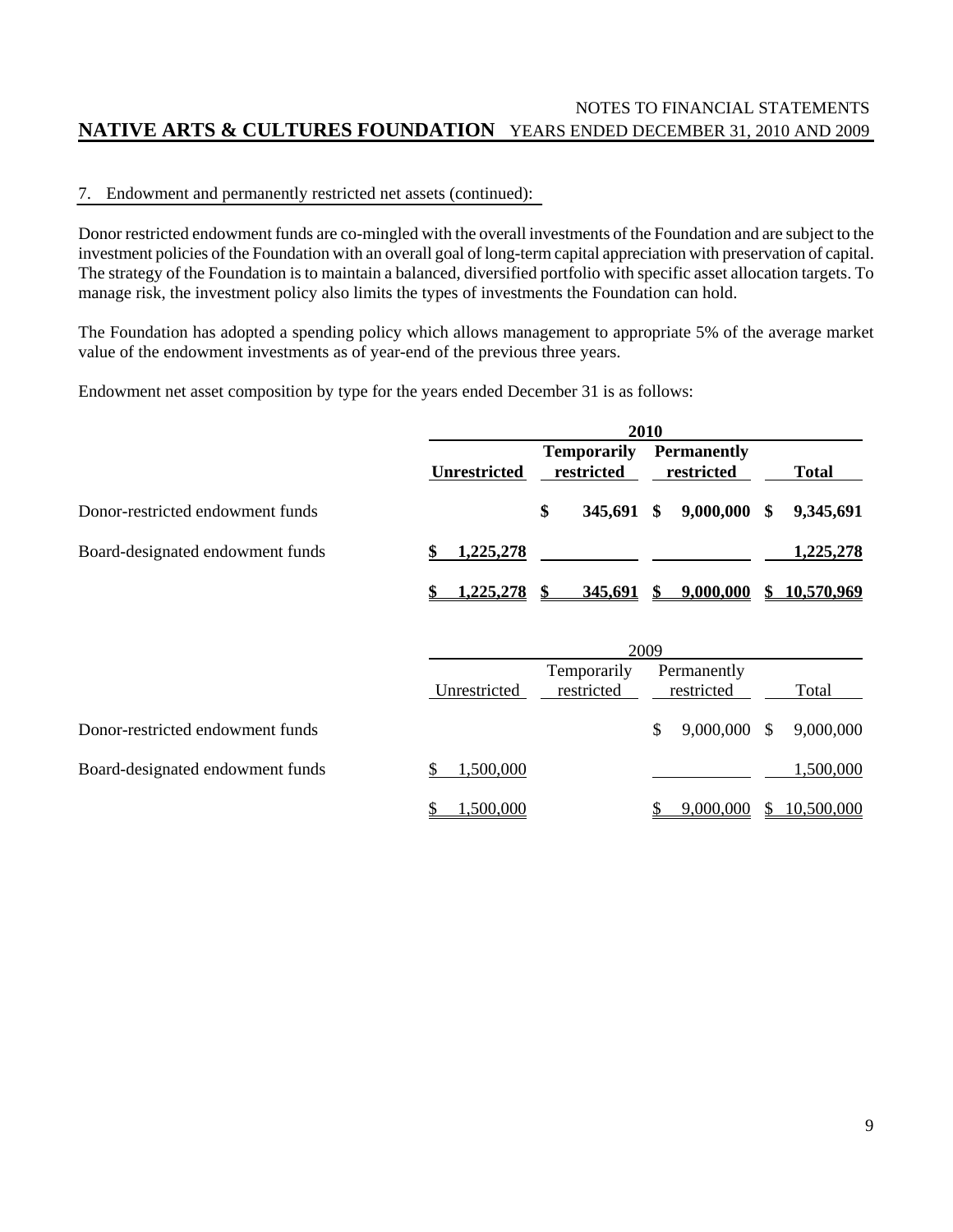## 7. Endowment and permanently restricted net assets (continued):

Donor restricted endowment funds are co-mingled with the overall investments of the Foundation and are subject to the investment policies of the Foundation with an overall goal of long-term capital appreciation with preservation of capital. The strategy of the Foundation is to maintain a balanced, diversified portfolio with specific asset allocation targets. To manage risk, the investment policy also limits the types of investments the Foundation can hold.

The Foundation has adopted a spending policy which allows management to appropriate 5% of the average market value of the endowment investments as of year-end of the previous three years.

Endowment net asset composition by type for the years ended December 31 is as follows:

| | **2010** | | | |
|---|---|---|---|---|
| | **Unrestricted** | **Temporarily restricted** | **Permanently restricted** | **Total** |
| Donor-restricted endowment funds | | **$ 345,691** | **$ 9,000,000** | **$ 9,345,691** |
| Board-designated endowment funds | **$ 1,225,278** | | | **1,225,278** |
| | **$ 1,225,278** | **$ 345,691** | **$ 9,000,000** | **$ 10,570,969** |

| | 2009 | | | |
|---|---|---|---|---|
| | Unrestricted | Temporarily restricted | Permanently restricted | Total |
| Donor-restricted endowment funds | | | $ 9,000,000 | $ 9,000,000 |
| Board-designated endowment funds | $ 1,500,000 | | | 1,500,000 |
| | $ 1,500,000 | | $ 9,000,000 | $ 10,500,000 |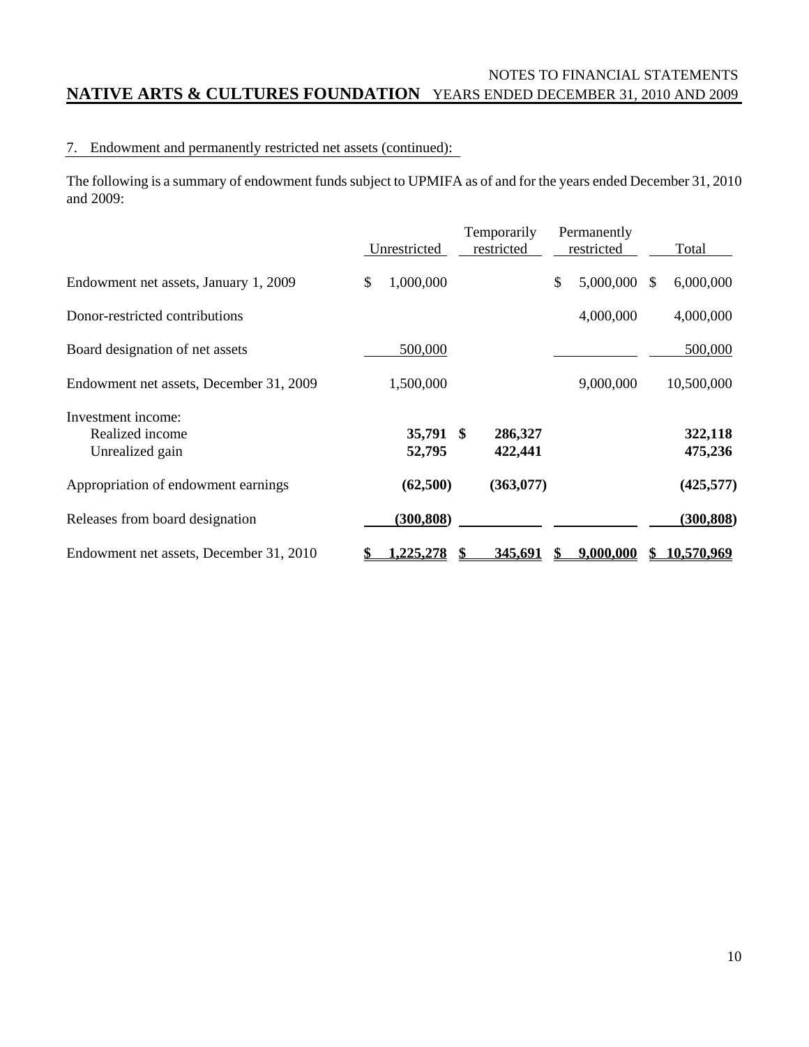## 7. Endowment and permanently restricted net assets (continued):

The following is a summary of endowment funds subject to UPMIFA as of and for the years ended December 31, 2010 and 2009:

| | Unrestricted | Temporarily restricted | Permanently restricted | Total |
|---|---|---|---|---|
| Endowment net assets, January 1, 2009 | $ 1,000,000 | | $ 5,000,000 | $ 6,000,000 |
| Donor-restricted contributions | | | 4,000,000 | 4,000,000 |
| Board designation of net assets | 500,000 | | | 500,000 |
| Endowment net assets, December 31, 2009 | 1,500,000 | | 9,000,000 | 10,500,000 |
| Investment income: | | | | |
| Realized income | **35,791** | **$ 286,327** | | **322,118** |
| Unrealized gain | **52,795** | **422,441** | | **475,236** |
| Appropriation of endowment earnings | **(62,500)** | **(363,077)** | | **(425,577)** |
| Releases from board designation | **(300,808)** | | | **(300,808)** |
| Endowment net assets, December 31, 2010 | **$ 1,225,278** | **$ 345,691** | **$ 9,000,000** | **$ 10,570,969** |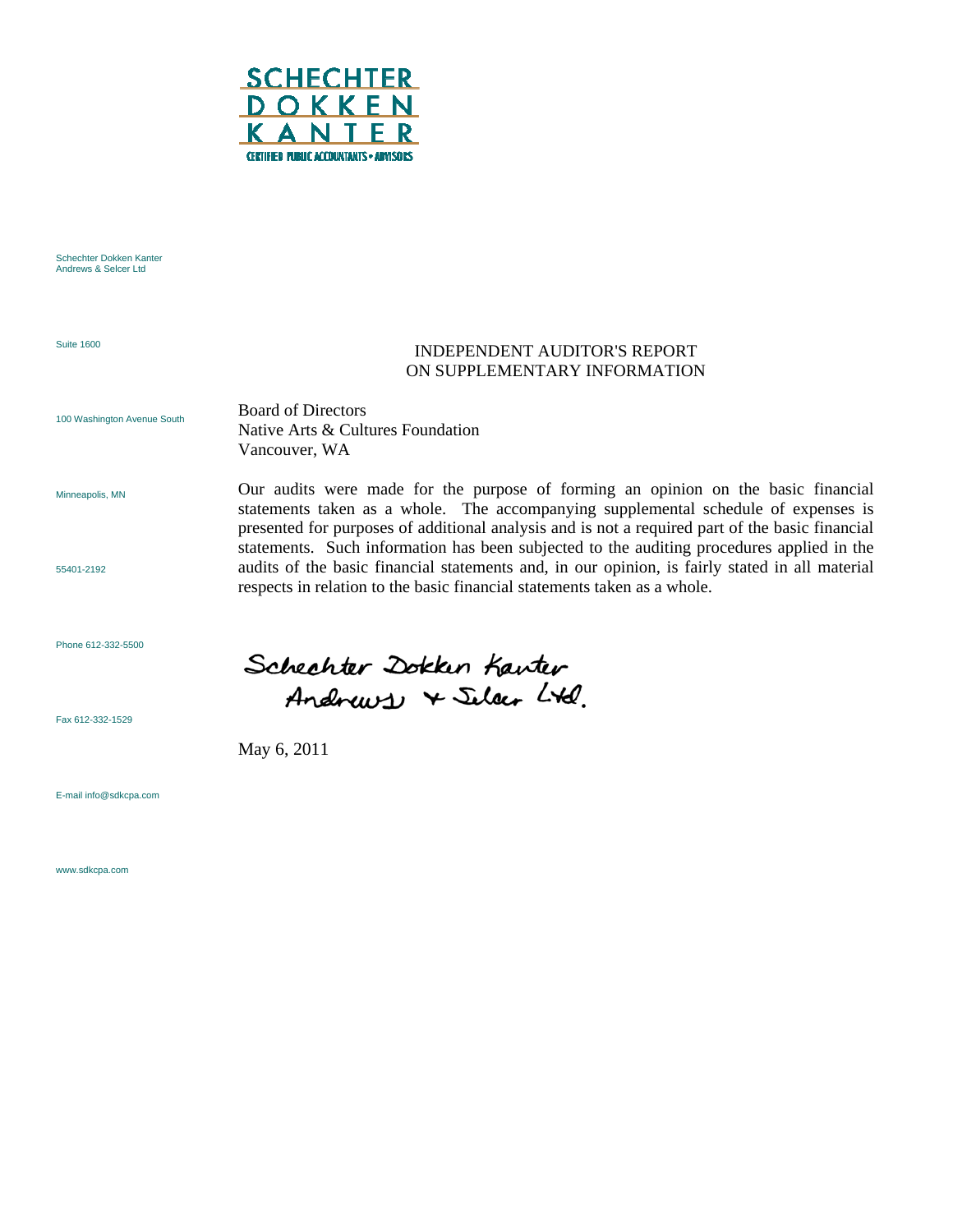SCHECHTER
DOKKEN
KANTER
CERTIFIED PUBLIC ACCOUNTANTS • ADVISORS

Schechter Dokken Kanter
Andrews & Selcer Ltd

Suite 1600

100 Washington Avenue South

Minneapolis, MN

55401-2192

Phone 612-332-5500

Fax 612-332-1529

E-mail info@sdkcpa.com

www.sdkcpa.com

## INDEPENDENT AUDITOR'S REPORT ON SUPPLEMENTARY INFORMATION

Board of Directors
Native Arts & Cultures Foundation
Vancouver, WA

Our audits were made for the purpose of forming an opinion on the basic financial statements taken as a whole. The accompanying supplemental schedule of expenses is presented for purposes of additional analysis and is not a required part of the basic financial statements. Such information has been subjected to the auditing procedures applied in the audits of the basic financial statements and, in our opinion, is fairly stated in all material respects in relation to the basic financial statements taken as a whole.

Schechter Dokken Kanter Andrews & Selcer Ltd.

May 6, 2011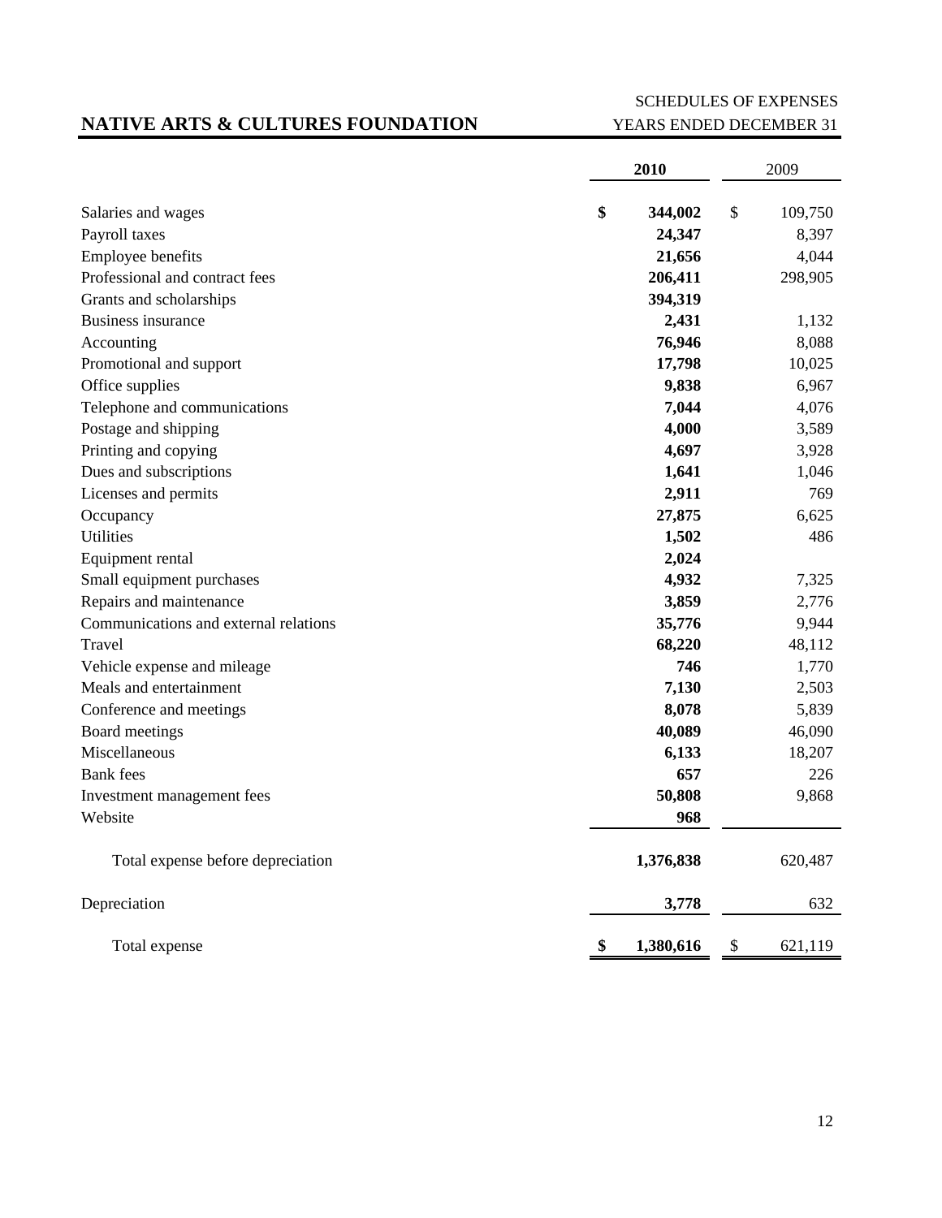# NATIVE ARTS & CULTURES FOUNDATION

SCHEDULES OF EXPENSES
YEARS ENDED DECEMBER 31

| | **2010** | 2009 |
|---|---|---|
| Salaries and wages | **$ 344,002** | $ 109,750 |
| Payroll taxes | **24,347** | 8,397 |
| Employee benefits | **21,656** | 4,044 |
| Professional and contract fees | **206,411** | 298,905 |
| Grants and scholarships | **394,319** | |
| Business insurance | **2,431** | 1,132 |
| Accounting | **76,946** | 8,088 |
| Promotional and support | **17,798** | 10,025 |
| Office supplies | **9,838** | 6,967 |
| Telephone and communications | **7,044** | 4,076 |
| Postage and shipping | **4,000** | 3,589 |
| Printing and copying | **4,697** | 3,928 |
| Dues and subscriptions | **1,641** | 1,046 |
| Licenses and permits | **2,911** | 769 |
| Occupancy | **27,875** | 6,625 |
| Utilities | **1,502** | 486 |
| Equipment rental | **2,024** | |
| Small equipment purchases | **4,932** | 7,325 |
| Repairs and maintenance | **3,859** | 2,776 |
| Communications and external relations | **35,776** | 9,944 |
| Travel | **68,220** | 48,112 |
| Vehicle expense and mileage | **746** | 1,770 |
| Meals and entertainment | **7,130** | 2,503 |
| Conference and meetings | **8,078** | 5,839 |
| Board meetings | **40,089** | 46,090 |
| Miscellaneous | **6,133** | 18,207 |
| Bank fees | **657** | 226 |
| Investment management fees | **50,808** | 9,868 |
| Website | **968** | |
| Total expense before depreciation | **1,376,838** | 620,487 |
| Depreciation | **3,778** | 632 |
| Total expense | **$ 1,380,616** | $ 621,119 |